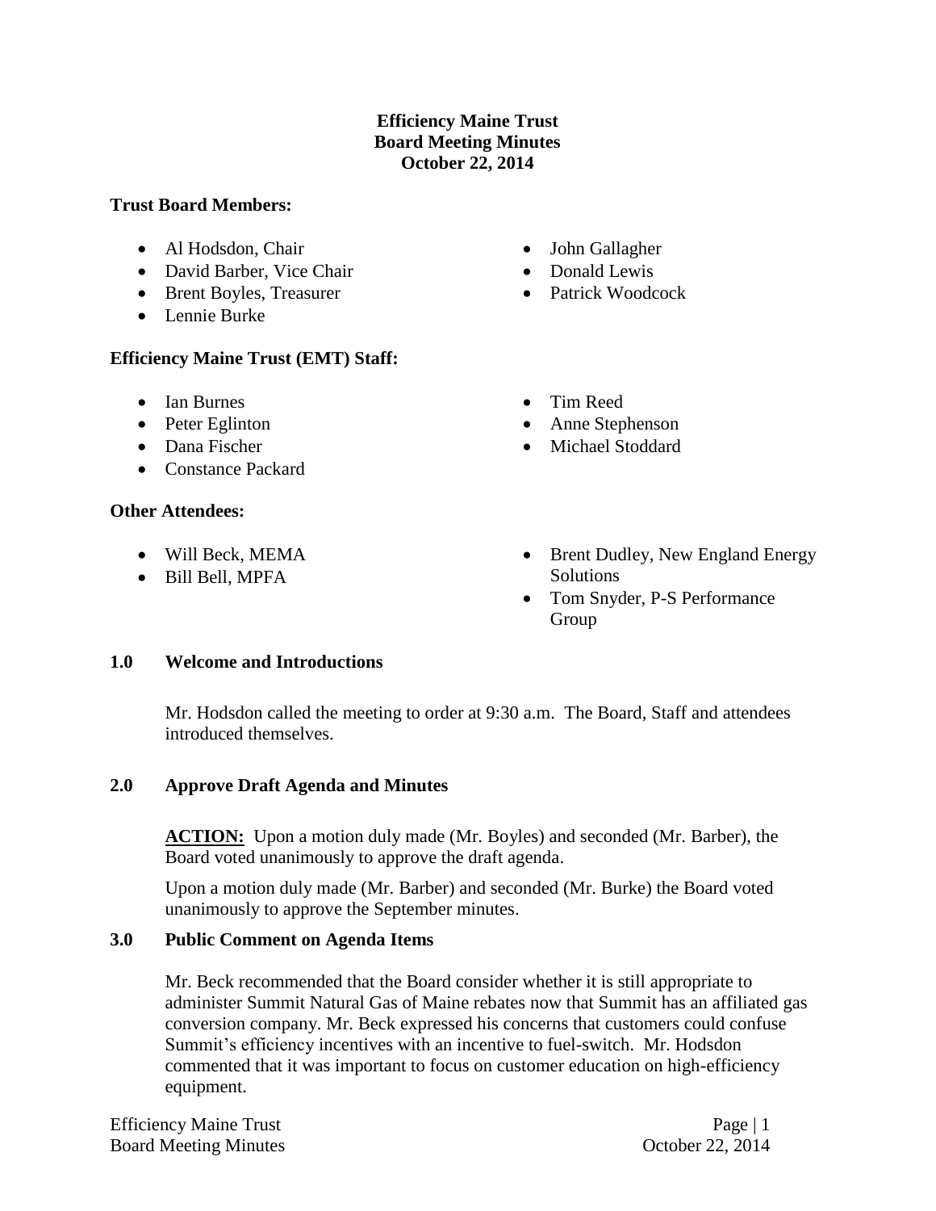# Efficiency Maine Trust
## Board Meeting Minutes
## October 22, 2014

**Trust Board Members:**

- Al Hodsdon, Chair
- David Barber, Vice Chair
- Brent Boyles, Treasurer
- Lennie Burke
- John Gallagher
- Donald Lewis
- Patrick Woodcock

**Efficiency Maine Trust (EMT) Staff:**

- Ian Burnes
- Peter Eglinton
- Dana Fischer
- Constance Packard
- Tim Reed
- Anne Stephenson
- Michael Stoddard

**Other Attendees:**

- Will Beck, MEMA
- Bill Bell, MPFA
- Brent Dudley, New England Energy Solutions
- Tom Snyder, P-S Performance Group

### 1.0 Welcome and Introductions

Mr. Hodsdon called the meeting to order at 9:30 a.m. The Board, Staff and attendees introduced themselves.

### 2.0 Approve Draft Agenda and Minutes

**ACTION:** Upon a motion duly made (Mr. Boyles) and seconded (Mr. Barber), the Board voted unanimously to approve the draft agenda.

Upon a motion duly made (Mr. Barber) and seconded (Mr. Burke) the Board voted unanimously to approve the September minutes.

### 3.0 Public Comment on Agenda Items

Mr. Beck recommended that the Board consider whether it is still appropriate to administer Summit Natural Gas of Maine rebates now that Summit has an affiliated gas conversion company. Mr. Beck expressed his concerns that customers could confuse Summit's efficiency incentives with an incentive to fuel-switch. Mr. Hodsdon commented that it was important to focus on customer education on high-efficiency equipment.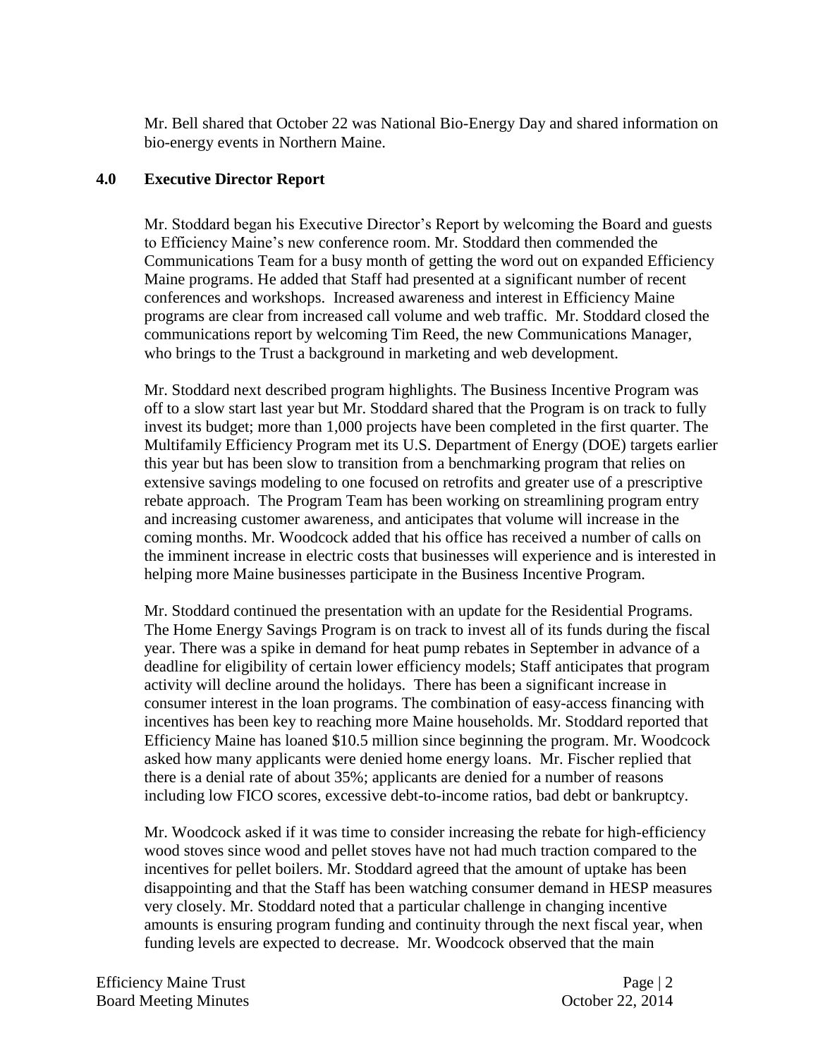Mr. Bell shared that October 22 was National Bio-Energy Day and shared information on bio-energy events in Northern Maine.

## 4.0 Executive Director Report

Mr. Stoddard began his Executive Director's Report by welcoming the Board and guests to Efficiency Maine's new conference room. Mr. Stoddard then commended the Communications Team for a busy month of getting the word out on expanded Efficiency Maine programs. He added that Staff had presented at a significant number of recent conferences and workshops. Increased awareness and interest in Efficiency Maine programs are clear from increased call volume and web traffic. Mr. Stoddard closed the communications report by welcoming Tim Reed, the new Communications Manager, who brings to the Trust a background in marketing and web development.

Mr. Stoddard next described program highlights. The Business Incentive Program was off to a slow start last year but Mr. Stoddard shared that the Program is on track to fully invest its budget; more than 1,000 projects have been completed in the first quarter. The Multifamily Efficiency Program met its U.S. Department of Energy (DOE) targets earlier this year but has been slow to transition from a benchmarking program that relies on extensive savings modeling to one focused on retrofits and greater use of a prescriptive rebate approach. The Program Team has been working on streamlining program entry and increasing customer awareness, and anticipates that volume will increase in the coming months. Mr. Woodcock added that his office has received a number of calls on the imminent increase in electric costs that businesses will experience and is interested in helping more Maine businesses participate in the Business Incentive Program.

Mr. Stoddard continued the presentation with an update for the Residential Programs. The Home Energy Savings Program is on track to invest all of its funds during the fiscal year. There was a spike in demand for heat pump rebates in September in advance of a deadline for eligibility of certain lower efficiency models; Staff anticipates that program activity will decline around the holidays. There has been a significant increase in consumer interest in the loan programs. The combination of easy-access financing with incentives has been key to reaching more Maine households. Mr. Stoddard reported that Efficiency Maine has loaned $10.5 million since beginning the program. Mr. Woodcock asked how many applicants were denied home energy loans. Mr. Fischer replied that there is a denial rate of about 35%; applicants are denied for a number of reasons including low FICO scores, excessive debt-to-income ratios, bad debt or bankruptcy.

Mr. Woodcock asked if it was time to consider increasing the rebate for high-efficiency wood stoves since wood and pellet stoves have not had much traction compared to the incentives for pellet boilers. Mr. Stoddard agreed that the amount of uptake has been disappointing and that the Staff has been watching consumer demand in HESP measures very closely. Mr. Stoddard noted that a particular challenge in changing incentive amounts is ensuring program funding and continuity through the next fiscal year, when funding levels are expected to decrease. Mr. Woodcock observed that the main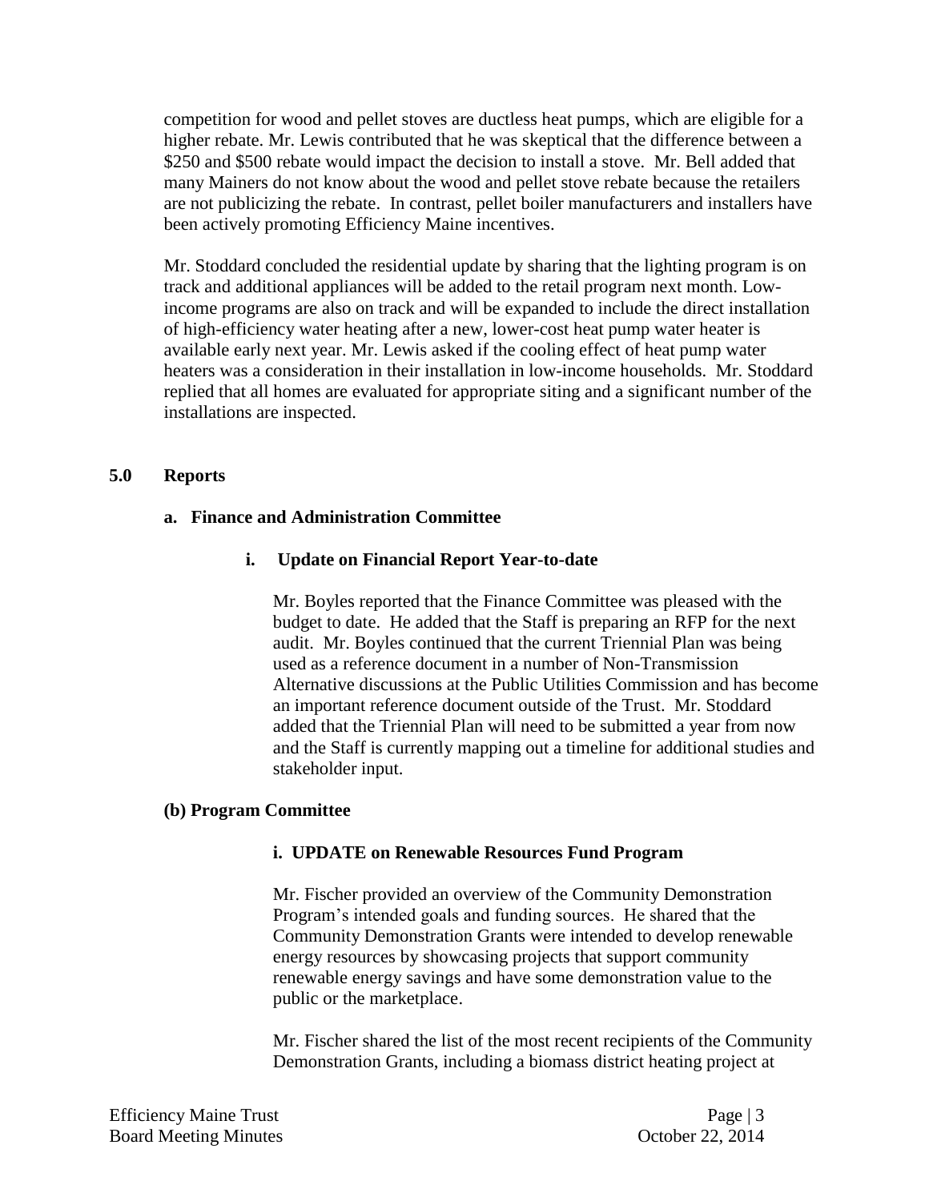competition for wood and pellet stoves are ductless heat pumps, which are eligible for a higher rebate. Mr. Lewis contributed that he was skeptical that the difference between a $250 and $500 rebate would impact the decision to install a stove. Mr. Bell added that many Mainers do not know about the wood and pellet stove rebate because the retailers are not publicizing the rebate. In contrast, pellet boiler manufacturers and installers have been actively promoting Efficiency Maine incentives.

Mr. Stoddard concluded the residential update by sharing that the lighting program is on track and additional appliances will be added to the retail program next month. Low-income programs are also on track and will be expanded to include the direct installation of high-efficiency water heating after a new, lower-cost heat pump water heater is available early next year. Mr. Lewis asked if the cooling effect of heat pump water heaters was a consideration in their installation in low-income households. Mr. Stoddard replied that all homes are evaluated for appropriate siting and a significant number of the installations are inspected.

## 5.0 Reports

### a. Finance and Administration Committee

#### i. Update on Financial Report Year-to-date

Mr. Boyles reported that the Finance Committee was pleased with the budget to date. He added that the Staff is preparing an RFP for the next audit. Mr. Boyles continued that the current Triennial Plan was being used as a reference document in a number of Non-Transmission Alternative discussions at the Public Utilities Commission and has become an important reference document outside of the Trust. Mr. Stoddard added that the Triennial Plan will need to be submitted a year from now and the Staff is currently mapping out a timeline for additional studies and stakeholder input.

### (b) Program Committee

#### i. UPDATE on Renewable Resources Fund Program

Mr. Fischer provided an overview of the Community Demonstration Program's intended goals and funding sources. He shared that the Community Demonstration Grants were intended to develop renewable energy resources by showcasing projects that support community renewable energy savings and have some demonstration value to the public or the marketplace.

Mr. Fischer shared the list of the most recent recipients of the Community Demonstration Grants, including a biomass district heating project at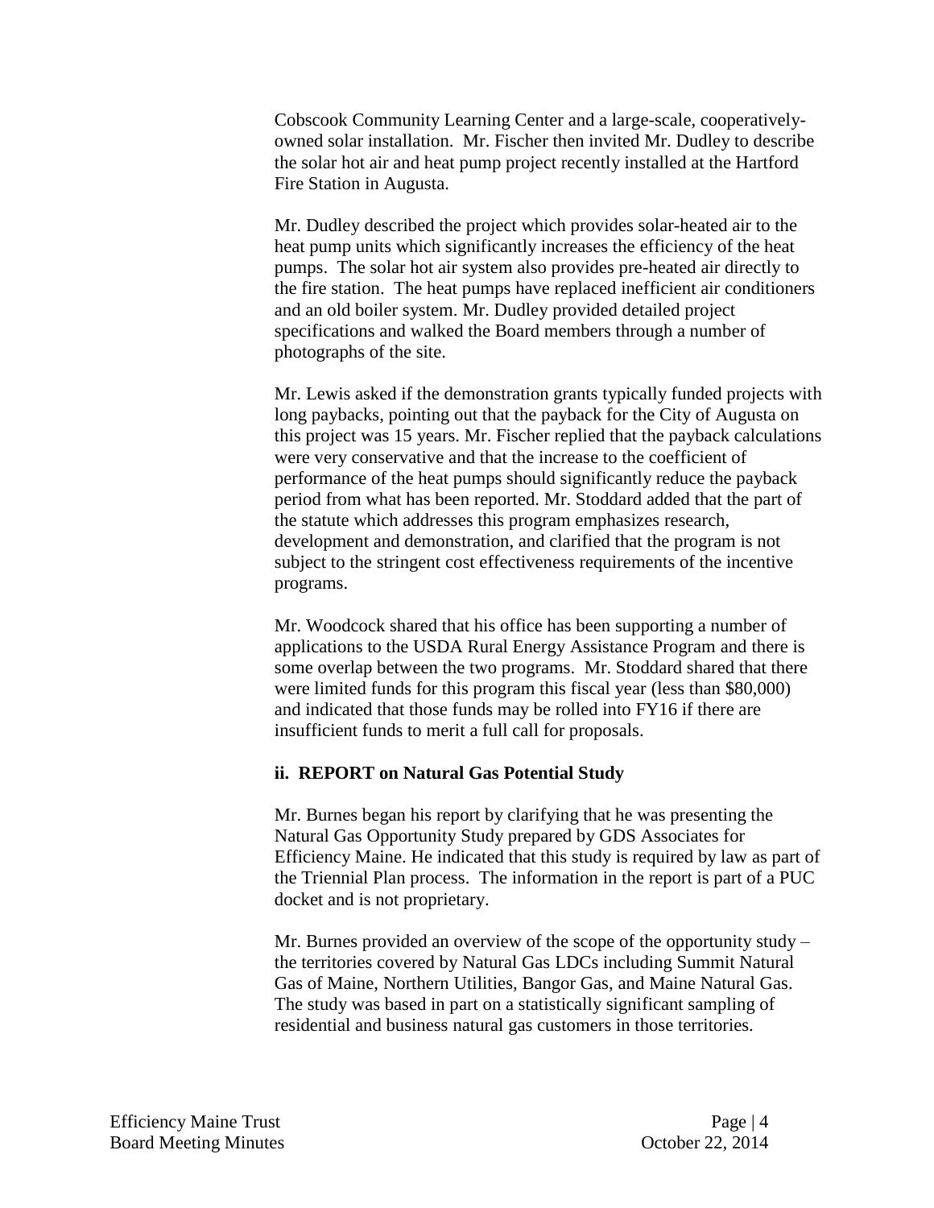Cobscook Community Learning Center and a large-scale, cooperatively-owned solar installation. Mr. Fischer then invited Mr. Dudley to describe the solar hot air and heat pump project recently installed at the Hartford Fire Station in Augusta.

Mr. Dudley described the project which provides solar-heated air to the heat pump units which significantly increases the efficiency of the heat pumps. The solar hot air system also provides pre-heated air directly to the fire station. The heat pumps have replaced inefficient air conditioners and an old boiler system. Mr. Dudley provided detailed project specifications and walked the Board members through a number of photographs of the site.

Mr. Lewis asked if the demonstration grants typically funded projects with long paybacks, pointing out that the payback for the City of Augusta on this project was 15 years. Mr. Fischer replied that the payback calculations were very conservative and that the increase to the coefficient of performance of the heat pumps should significantly reduce the payback period from what has been reported. Mr. Stoddard added that the part of the statute which addresses this program emphasizes research, development and demonstration, and clarified that the program is not subject to the stringent cost effectiveness requirements of the incentive programs.

Mr. Woodcock shared that his office has been supporting a number of applications to the USDA Rural Energy Assistance Program and there is some overlap between the two programs. Mr. Stoddard shared that there were limited funds for this program this fiscal year (less than $80,000) and indicated that those funds may be rolled into FY16 if there are insufficient funds to merit a full call for proposals.

**ii. REPORT on Natural Gas Potential Study**

Mr. Burnes began his report by clarifying that he was presenting the Natural Gas Opportunity Study prepared by GDS Associates for Efficiency Maine. He indicated that this study is required by law as part of the Triennial Plan process. The information in the report is part of a PUC docket and is not proprietary.

Mr. Burnes provided an overview of the scope of the opportunity study – the territories covered by Natural Gas LDCs including Summit Natural Gas of Maine, Northern Utilities, Bangor Gas, and Maine Natural Gas. The study was based in part on a statistically significant sampling of residential and business natural gas customers in those territories.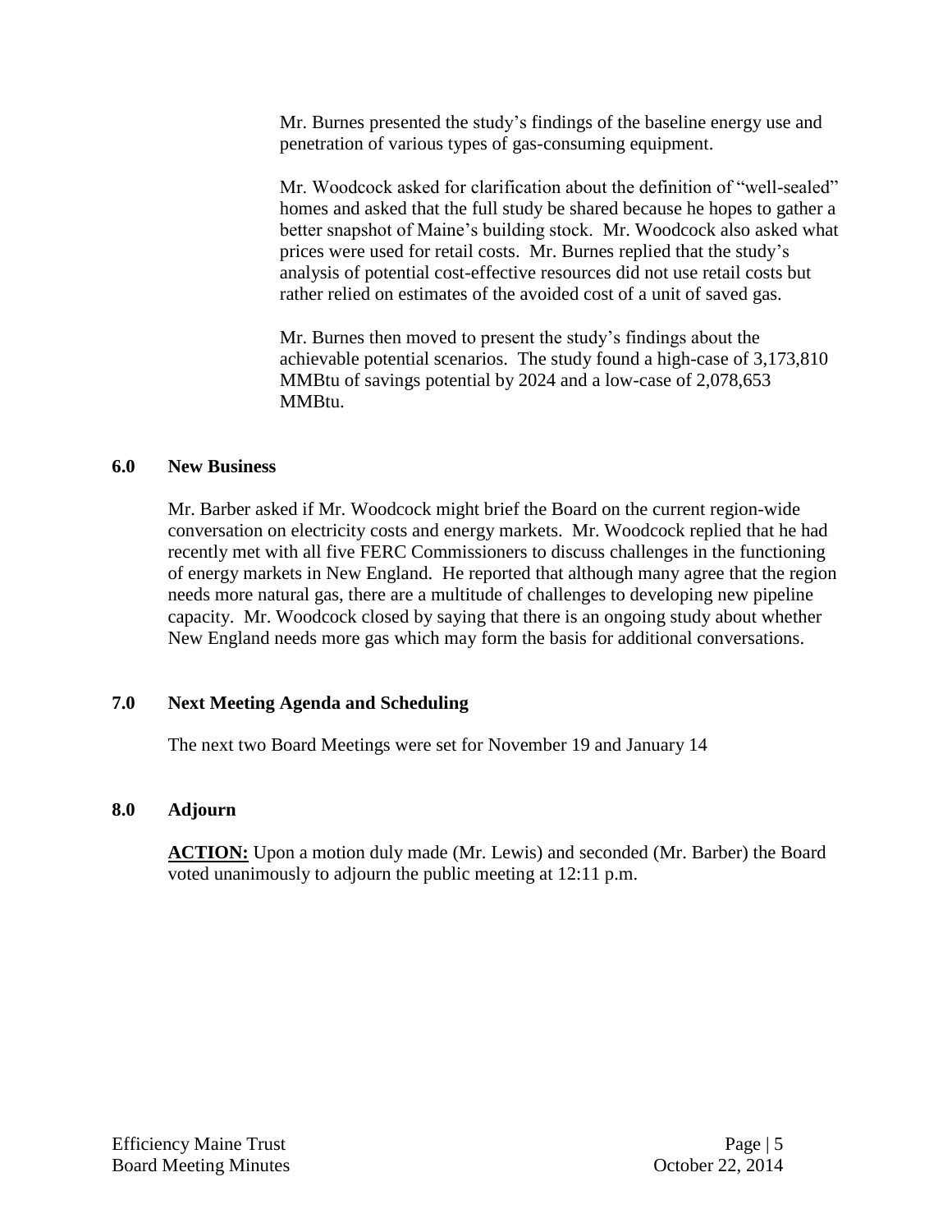Mr. Burnes presented the study's findings of the baseline energy use and penetration of various types of gas-consuming equipment.

Mr. Woodcock asked for clarification about the definition of "well-sealed" homes and asked that the full study be shared because he hopes to gather a better snapshot of Maine's building stock. Mr. Woodcock also asked what prices were used for retail costs. Mr. Burnes replied that the study's analysis of potential cost-effective resources did not use retail costs but rather relied on estimates of the avoided cost of a unit of saved gas.

Mr. Burnes then moved to present the study's findings about the achievable potential scenarios. The study found a high-case of 3,173,810 MMBtu of savings potential by 2024 and a low-case of 2,078,653 MMBtu.

## 6.0 New Business

Mr. Barber asked if Mr. Woodcock might brief the Board on the current region-wide conversation on electricity costs and energy markets. Mr. Woodcock replied that he had recently met with all five FERC Commissioners to discuss challenges in the functioning of energy markets in New England. He reported that although many agree that the region needs more natural gas, there are a multitude of challenges to developing new pipeline capacity. Mr. Woodcock closed by saying that there is an ongoing study about whether New England needs more gas which may form the basis for additional conversations.

## 7.0 Next Meeting Agenda and Scheduling

The next two Board Meetings were set for November 19 and January 14

## 8.0 Adjourn

**ACTION:** Upon a motion duly made (Mr. Lewis) and seconded (Mr. Barber) the Board voted unanimously to adjourn the public meeting at 12:11 p.m.